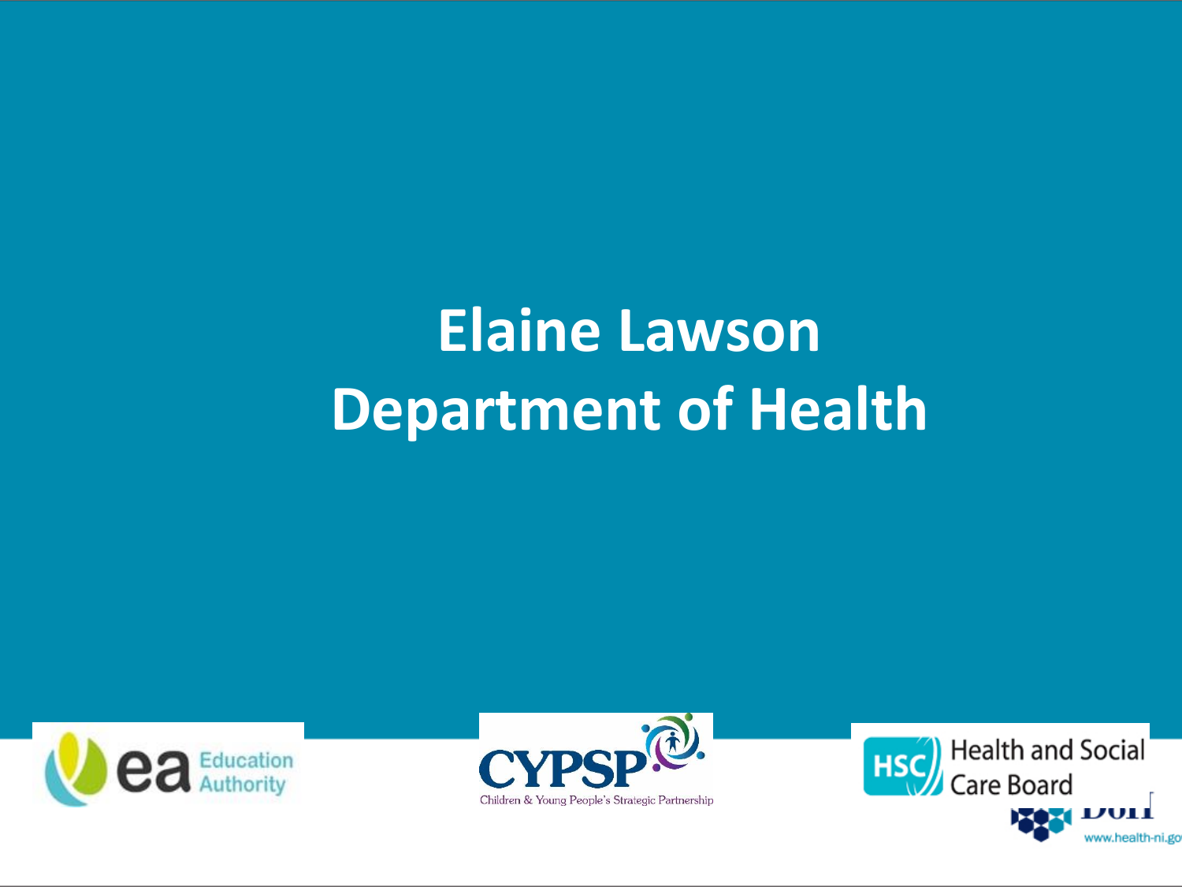# Elaine Lawson
# Department of Health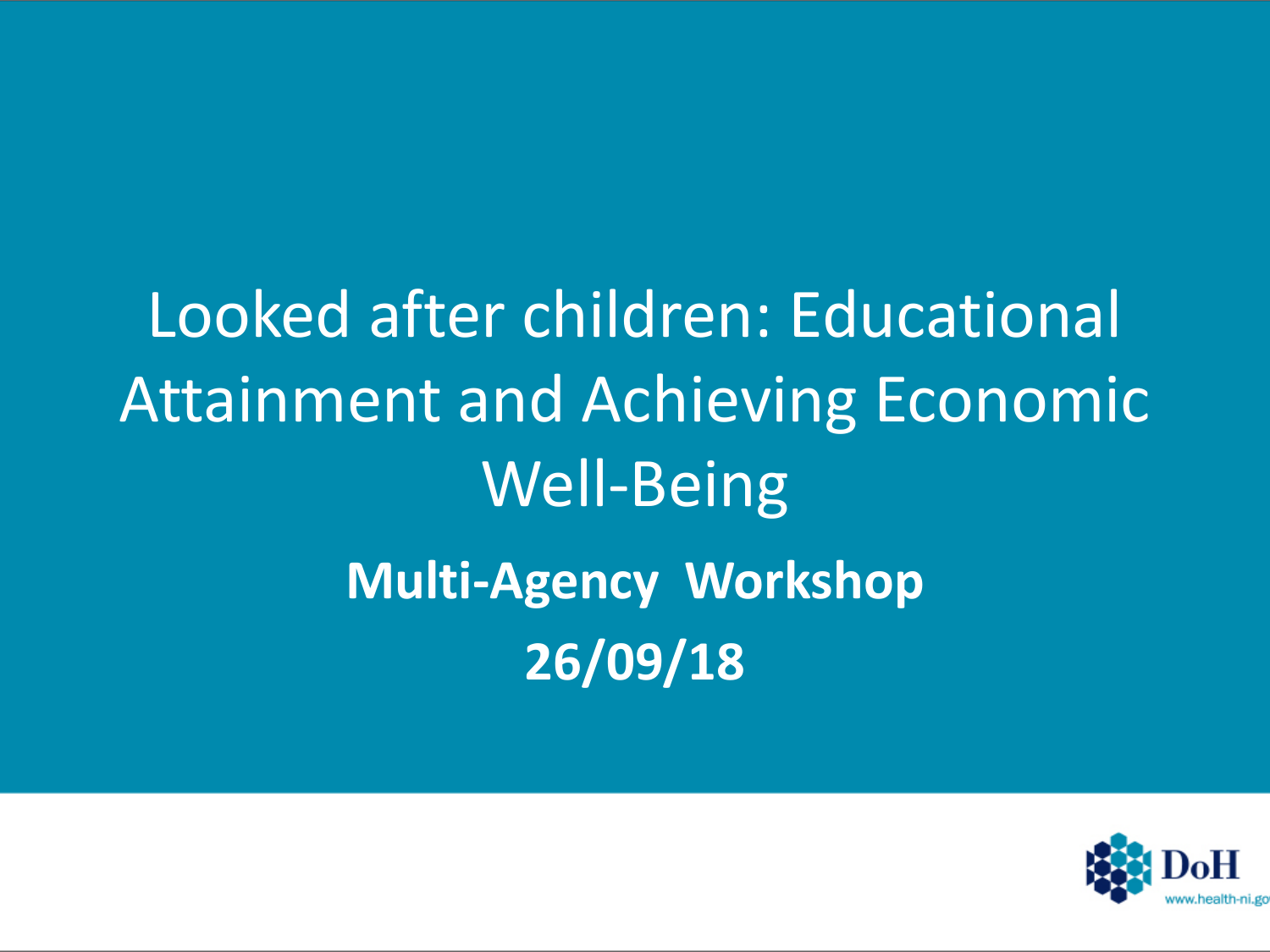# Looked after children: Educational Attainment and Achieving Economic Well-Being

**Multi-Agency Workshop**

**26/09/18**

DoH

www.health-ni.gov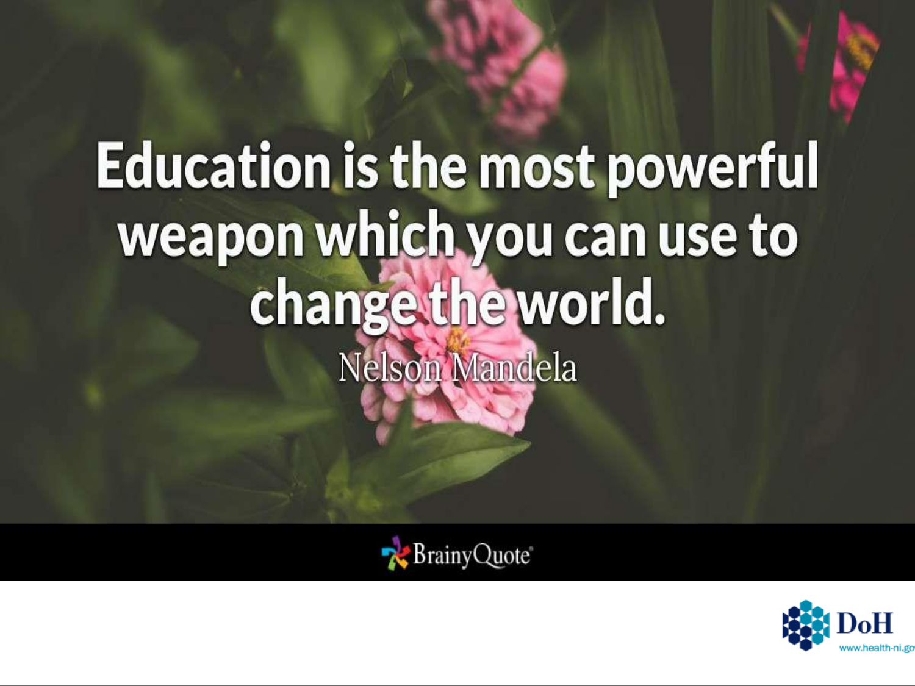Education is the most powerful weapon which you can use to change the world.

Nelson Mandela

BrainyQuote

DoH

www.health-ni.go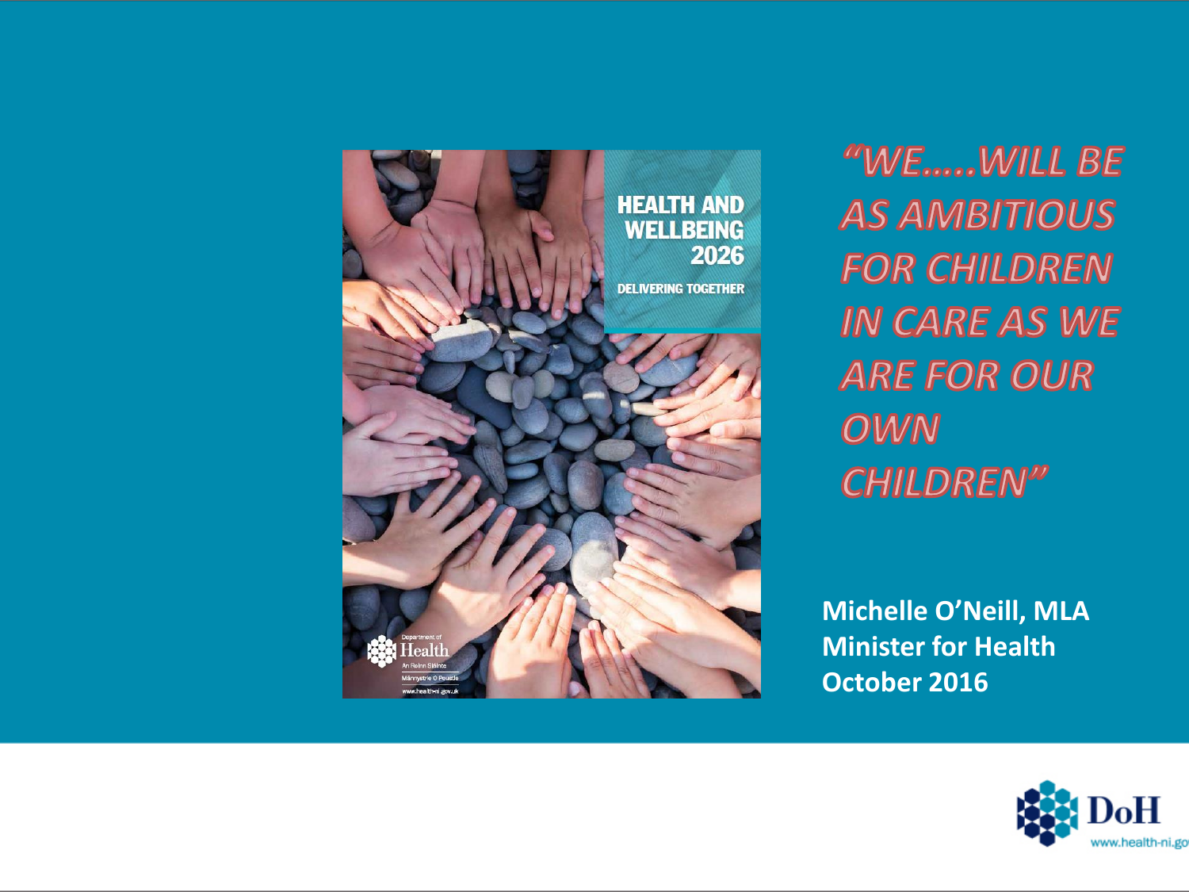HEALTH AND WELLBEING 2026

DELIVERING TOGETHER

*"WE.....WILL BE AS AMBITIOUS FOR CHILDREN IN CARE AS WE ARE FOR OUR OWN CHILDREN"*

**Michelle O'Neill, MLA**
**Minister for Health**
**October 2016**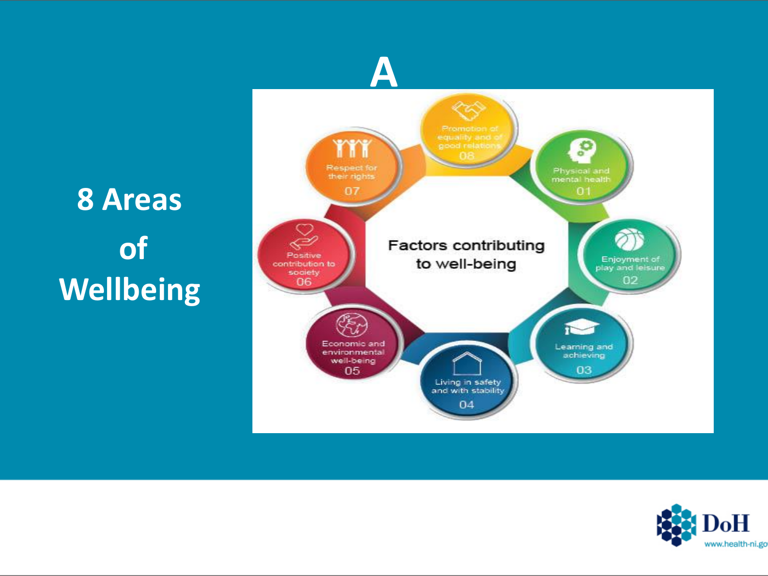# 8 Areas of Wellbeing

A

**Factors contributing to well-being**

- 01 Physical and mental health
- 02 Enjoyment of play and leisure
- 03 Learning and achieving
- 04 Living in safety and with stability
- 05 Economic and environmental well-being
- 06 Positive contribution to society
- 07 Respect for their rights
- 08 Promotion of equality and of good relations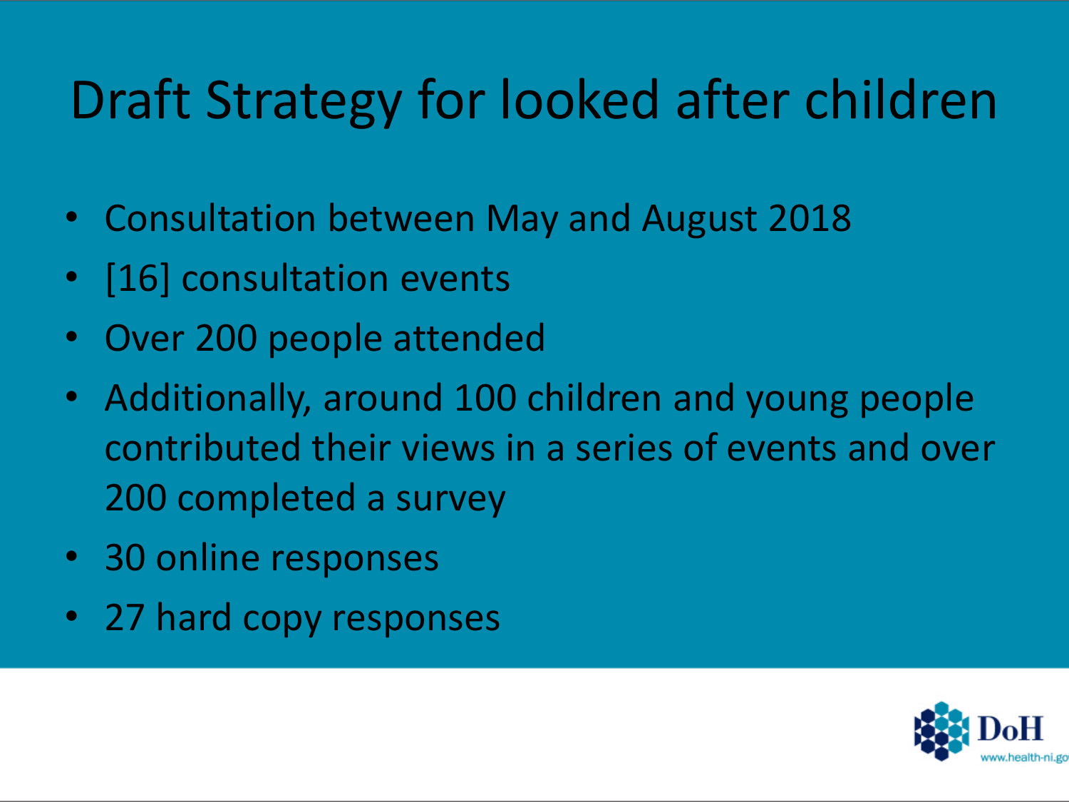# Draft Strategy for looked after children

- Consultation between May and August 2018
- [16] consultation events
- Over 200 people attended
- Additionally, around 100 children and young people contributed their views in a series of events and over 200 completed a survey
- 30 online responses
- 27 hard copy responses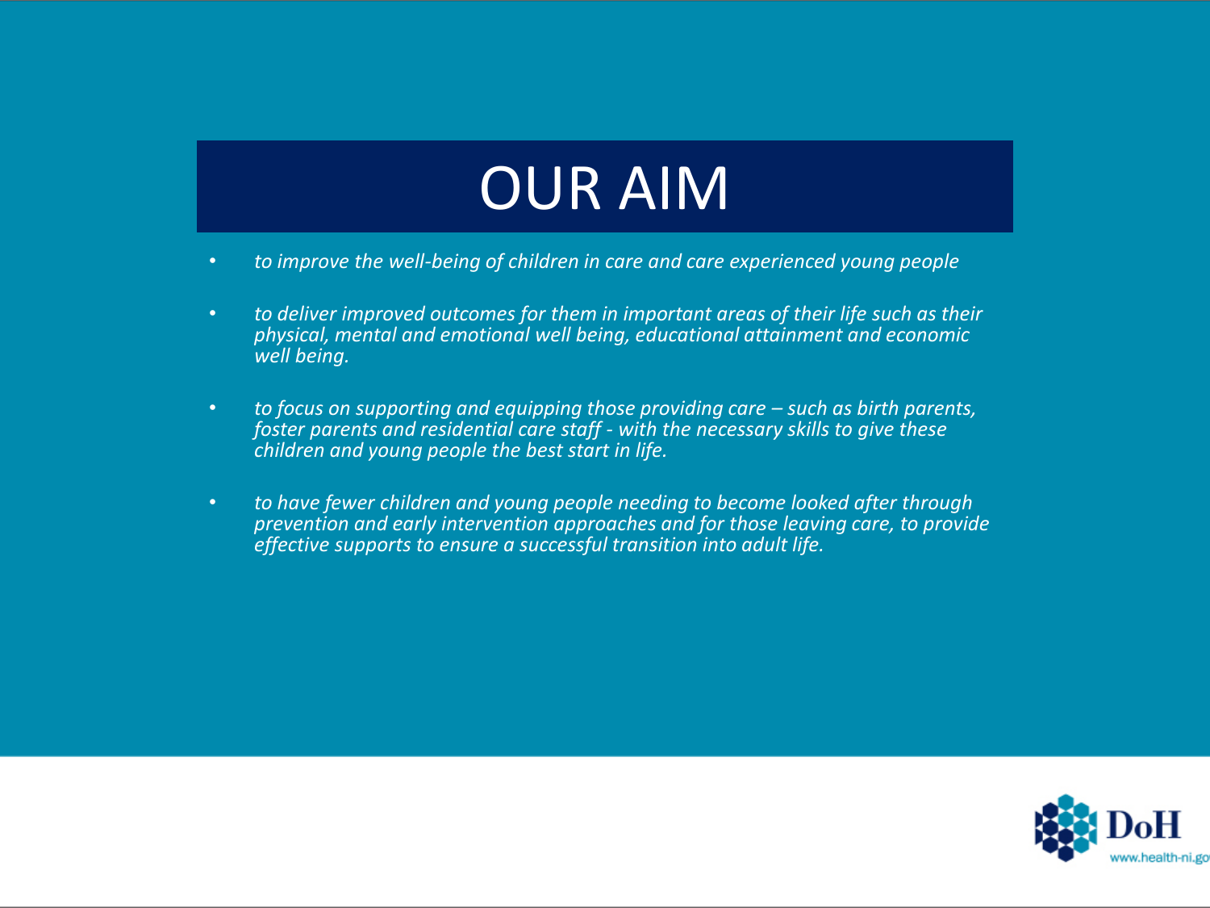# OUR AIM

- *to improve the well-being of children in care and care experienced young people*
- *to deliver improved outcomes for them in important areas of their life such as their physical, mental and emotional well being, educational attainment and economic well being.*
- *to focus on supporting and equipping those providing care – such as birth parents, foster parents and residential care staff - with the necessary skills to give these children and young people the best start in life.*
- *to have fewer children and young people needing to become looked after through prevention and early intervention approaches and for those leaving care, to provide effective supports to ensure a successful transition into adult life.*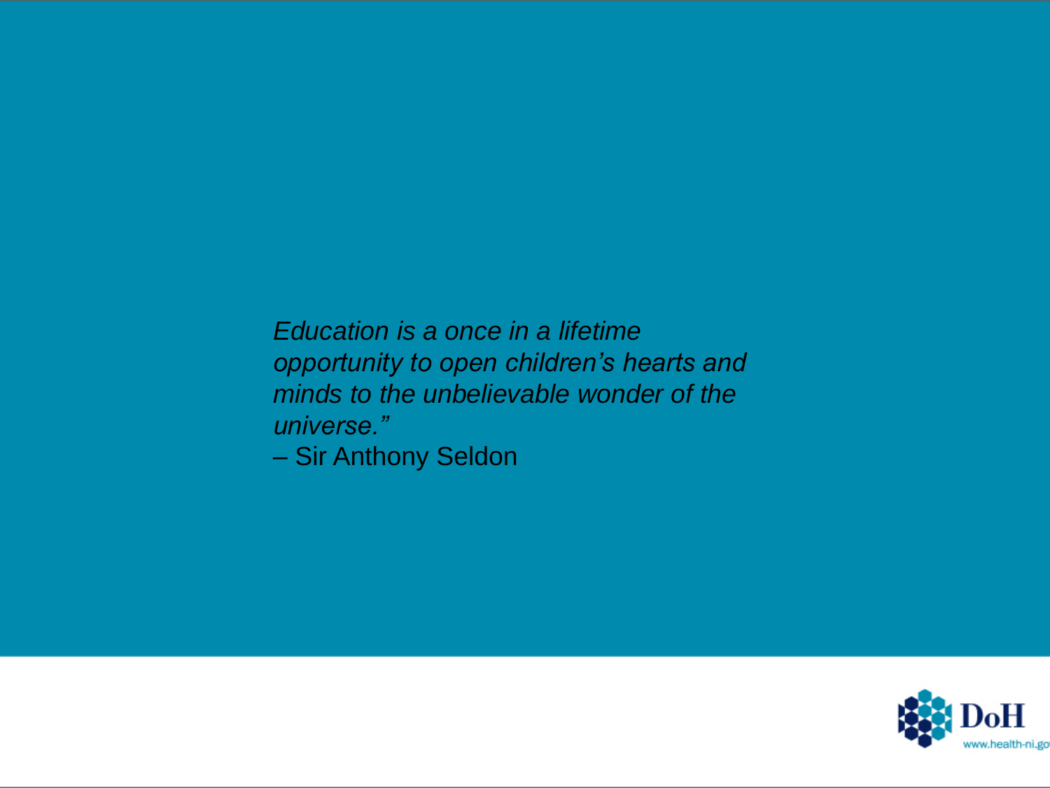*Education is a once in a lifetime opportunity to open children's hearts and minds to the unbelievable wonder of the universe."*

– Sir Anthony Seldon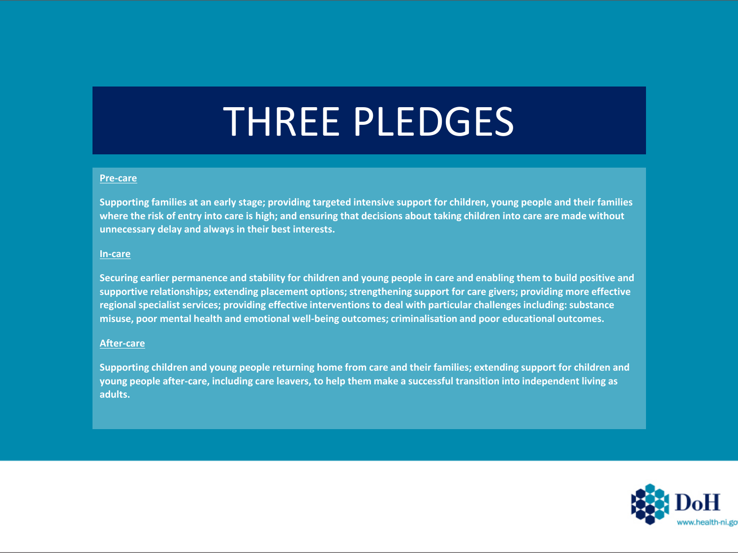# THREE PLEDGES

**Pre-care**

**Supporting families at an early stage; providing targeted intensive support for children, young people and their families where the risk of entry into care is high; and ensuring that decisions about taking children into care are made without unnecessary delay and always in their best interests.**

**In-care**

**Securing earlier permanence and stability for children and young people in care and enabling them to build positive and supportive relationships; extending placement options; strengthening support for care givers; providing more effective regional specialist services; providing effective interventions to deal with particular challenges including: substance misuse, poor mental health and emotional well-being outcomes; criminalisation and poor educational outcomes.**

**After-care**

**Supporting children and young people returning home from care and their families; extending support for children and young people after-care, including care leavers, to help them make a successful transition into independent living as adults.**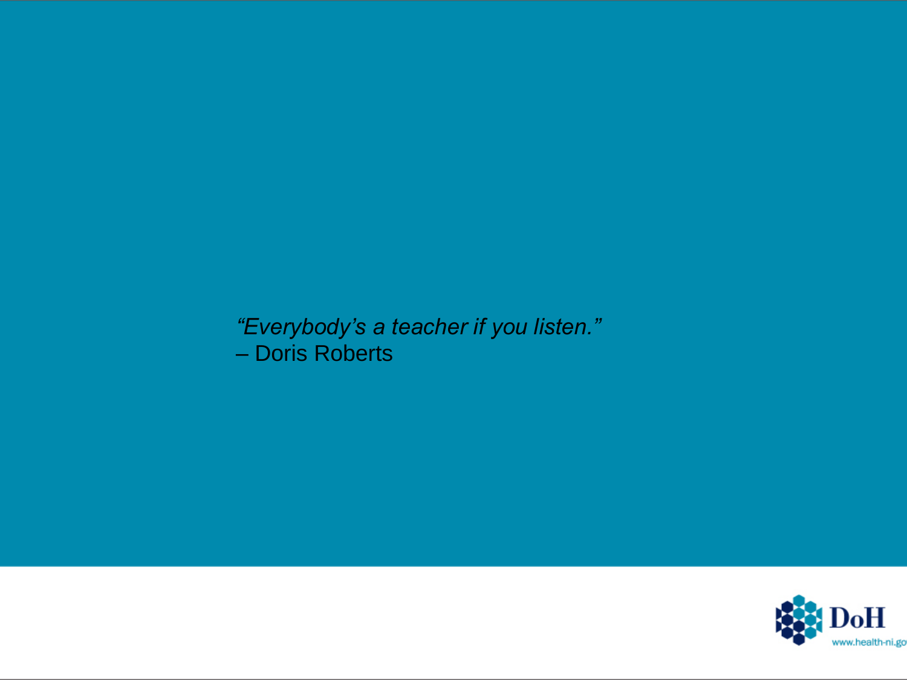*"Everybody's a teacher if you listen."*
– Doris Roberts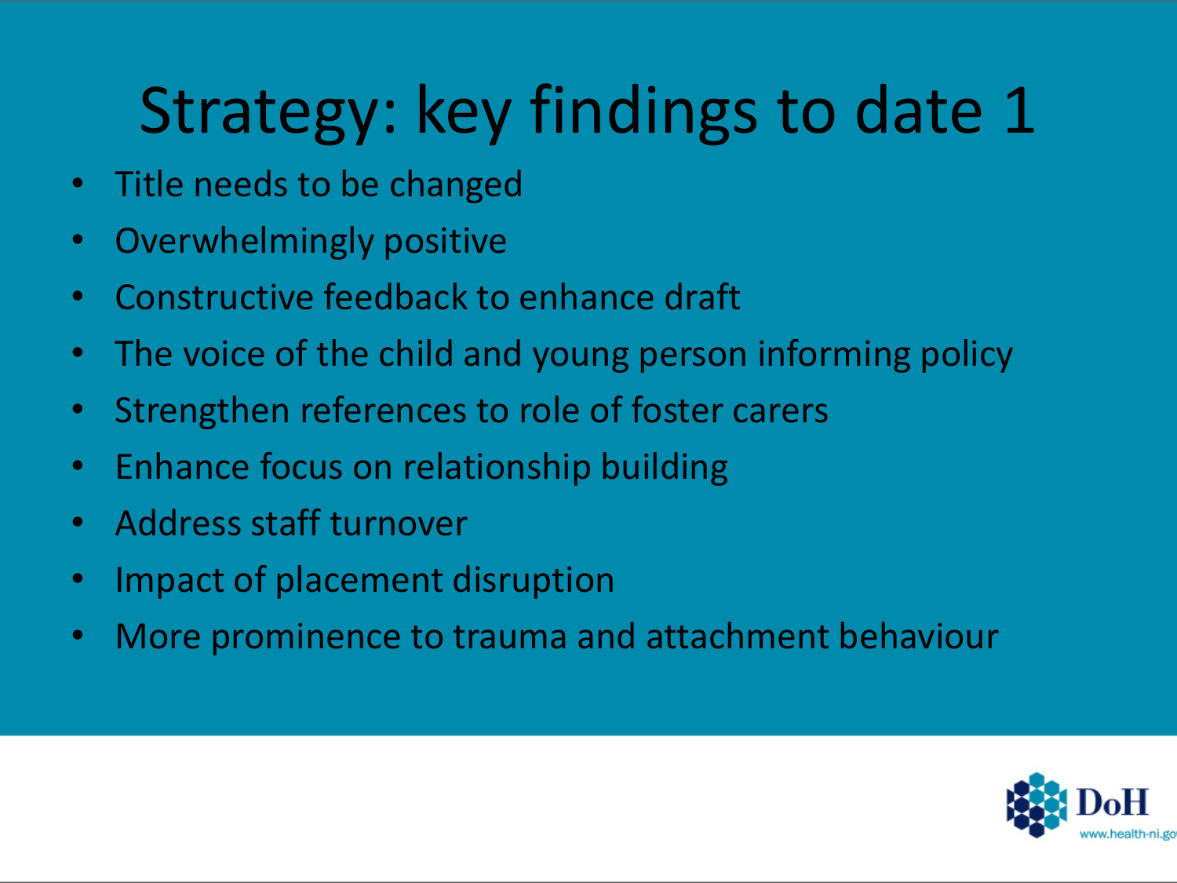# Strategy: key findings to date 1

- Title needs to be changed
- Overwhelmingly positive
- Constructive feedback to enhance draft
- The voice of the child and young person informing policy
- Strengthen references to role of foster carers
- Enhance focus on relationship building
- Address staff turnover
- Impact of placement disruption
- More prominence to trauma and attachment behaviour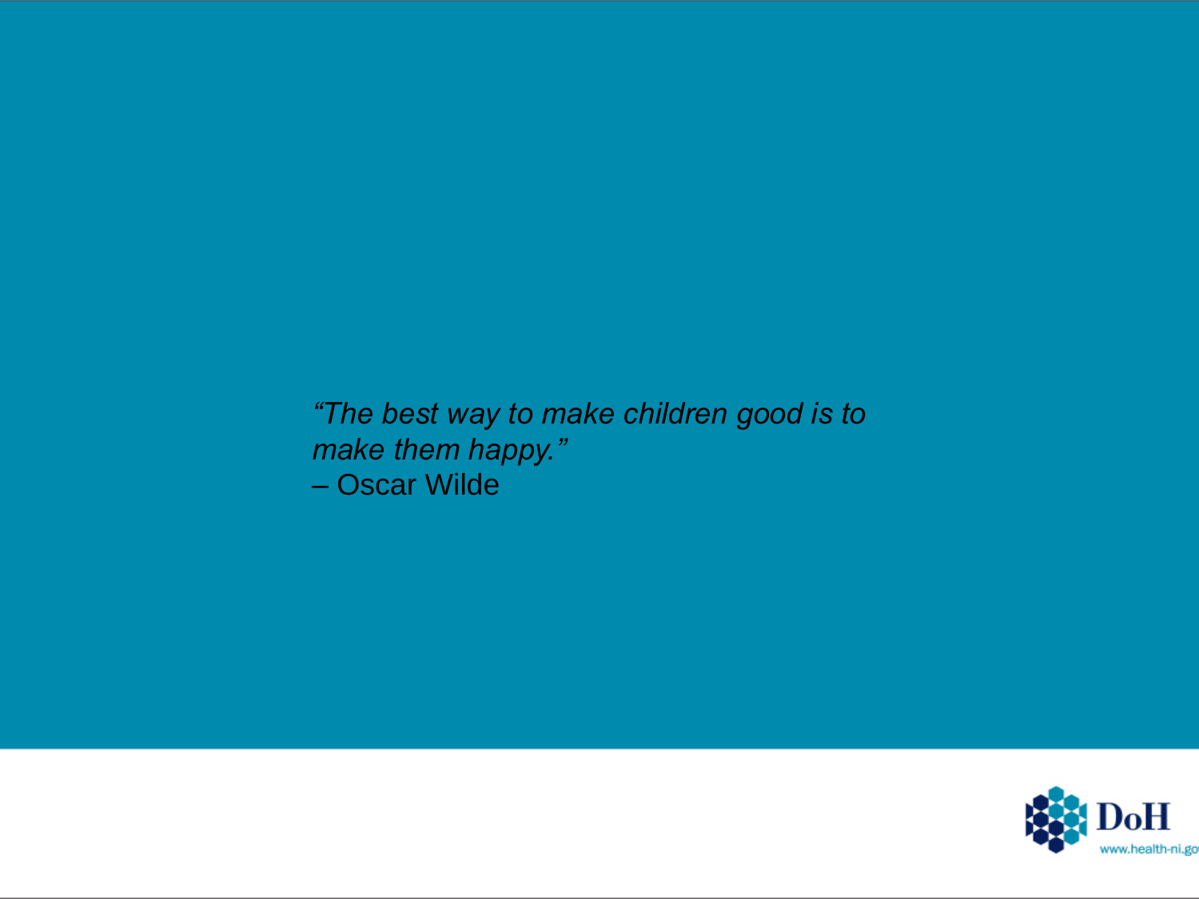*"The best way to make children good is to make them happy."*
– Oscar Wilde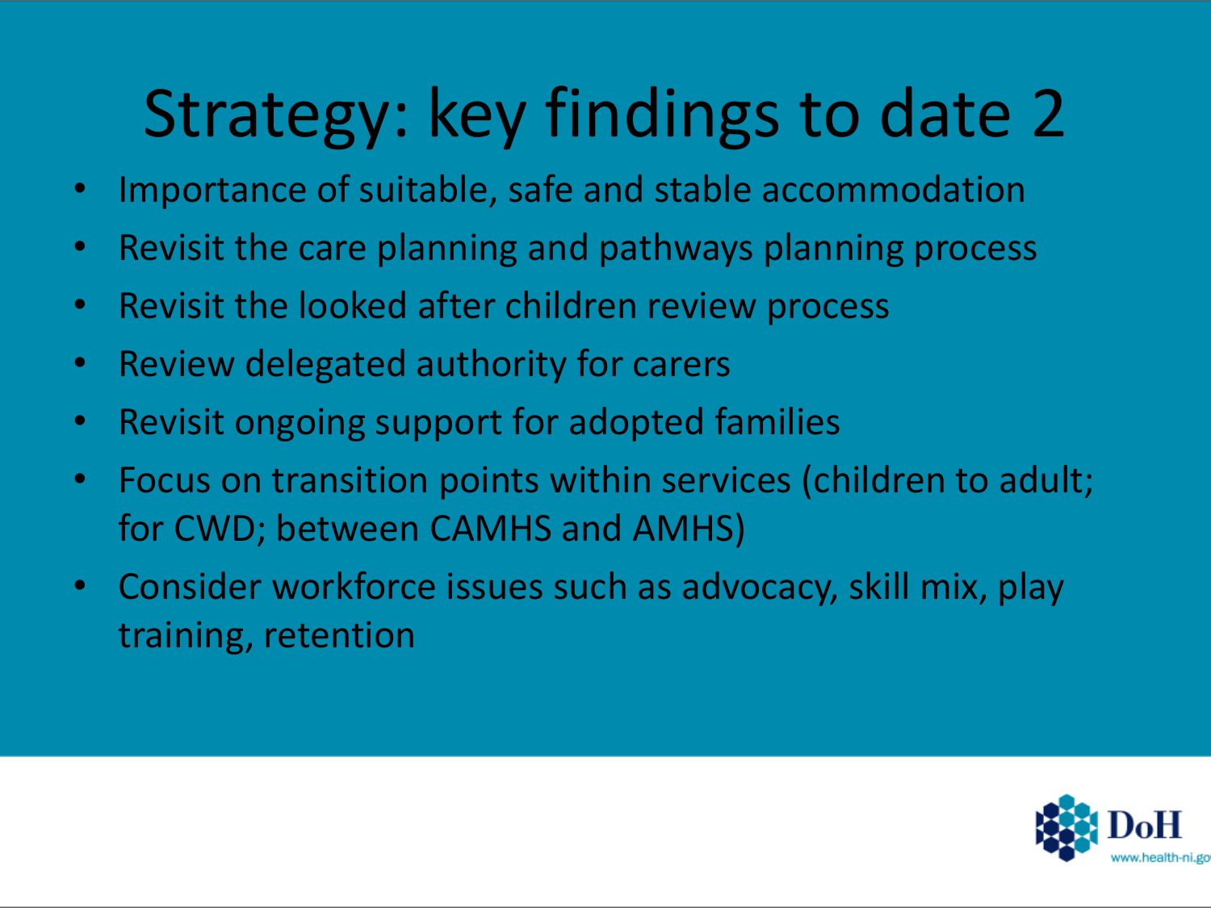# Strategy: key findings to date 2

- Importance of suitable, safe and stable accommodation
- Revisit the care planning and pathways planning process
- Revisit the looked after children review process
- Review delegated authority for carers
- Revisit ongoing support for adopted families
- Focus on transition points within services (children to adult; for CWD; between CAMHS and AMHS)
- Consider workforce issues such as advocacy, skill mix, play training, retention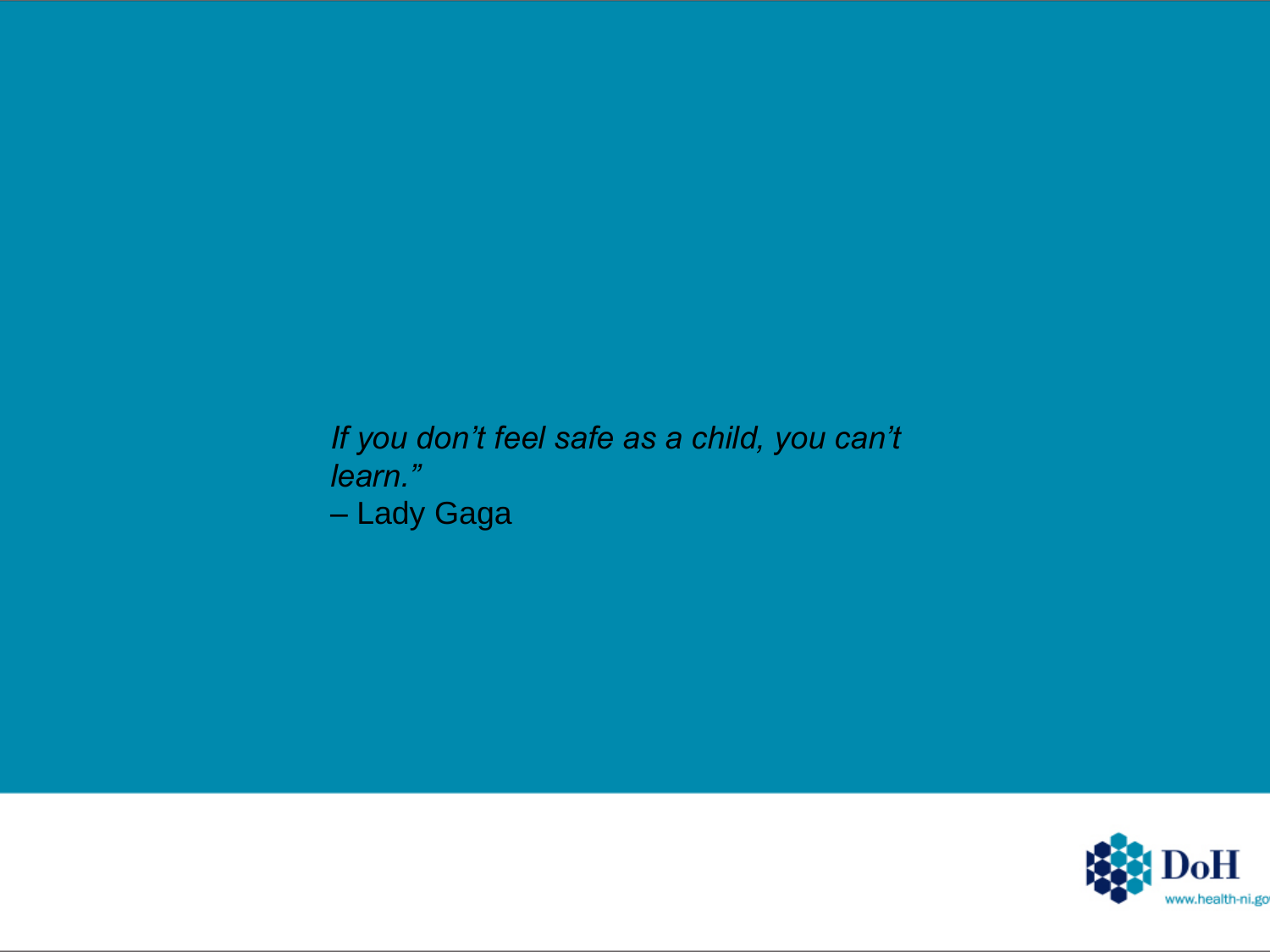*If you don't feel safe as a child, you can't learn."*

– Lady Gaga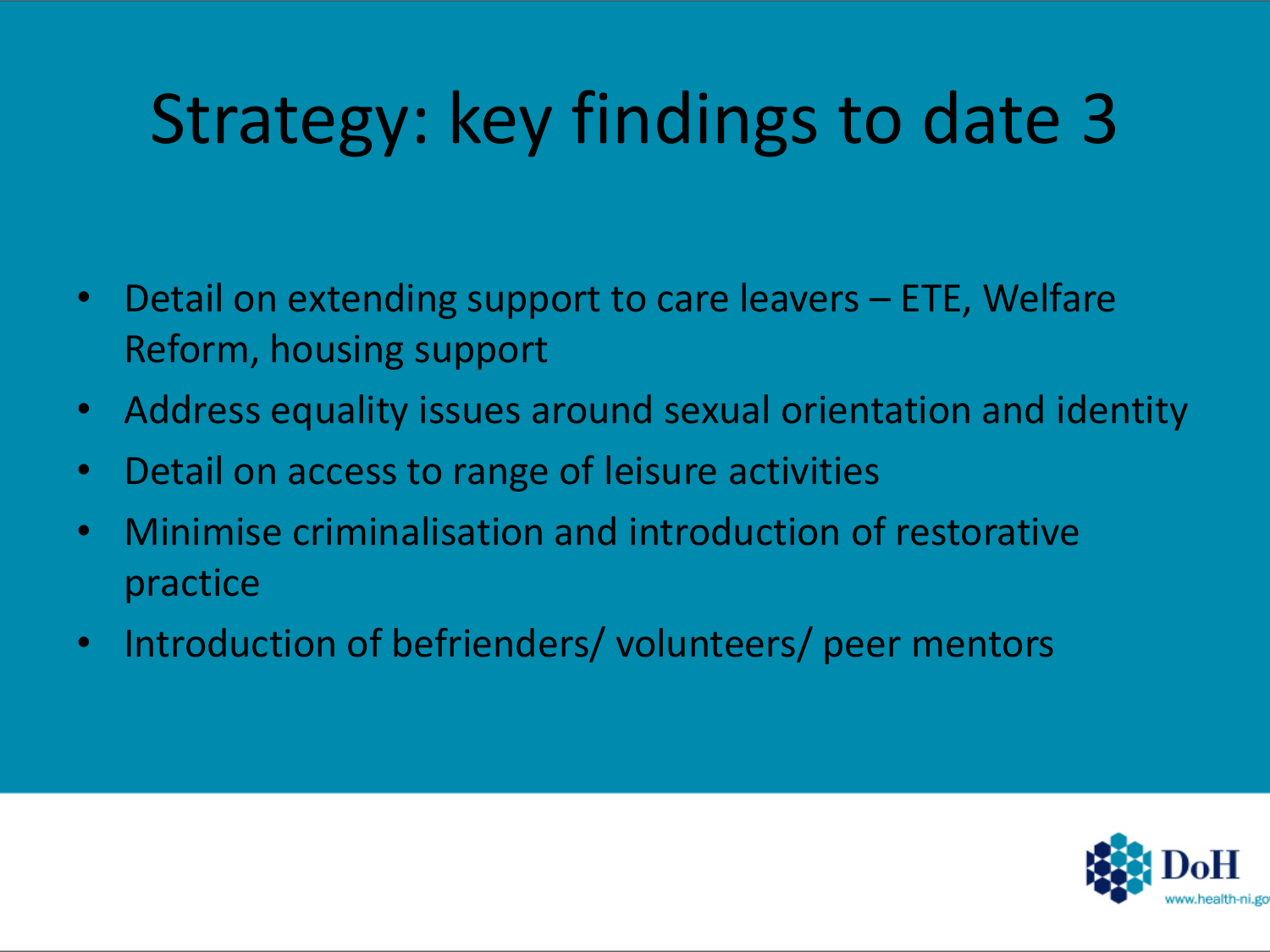# Strategy: key findings to date 3

- Detail on extending support to care leavers – ETE, Welfare Reform, housing support
- Address equality issues around sexual orientation and identity
- Detail on access to range of leisure activities
- Minimise criminalisation and introduction of restorative practice
- Introduction of befrienders/ volunteers/ peer mentors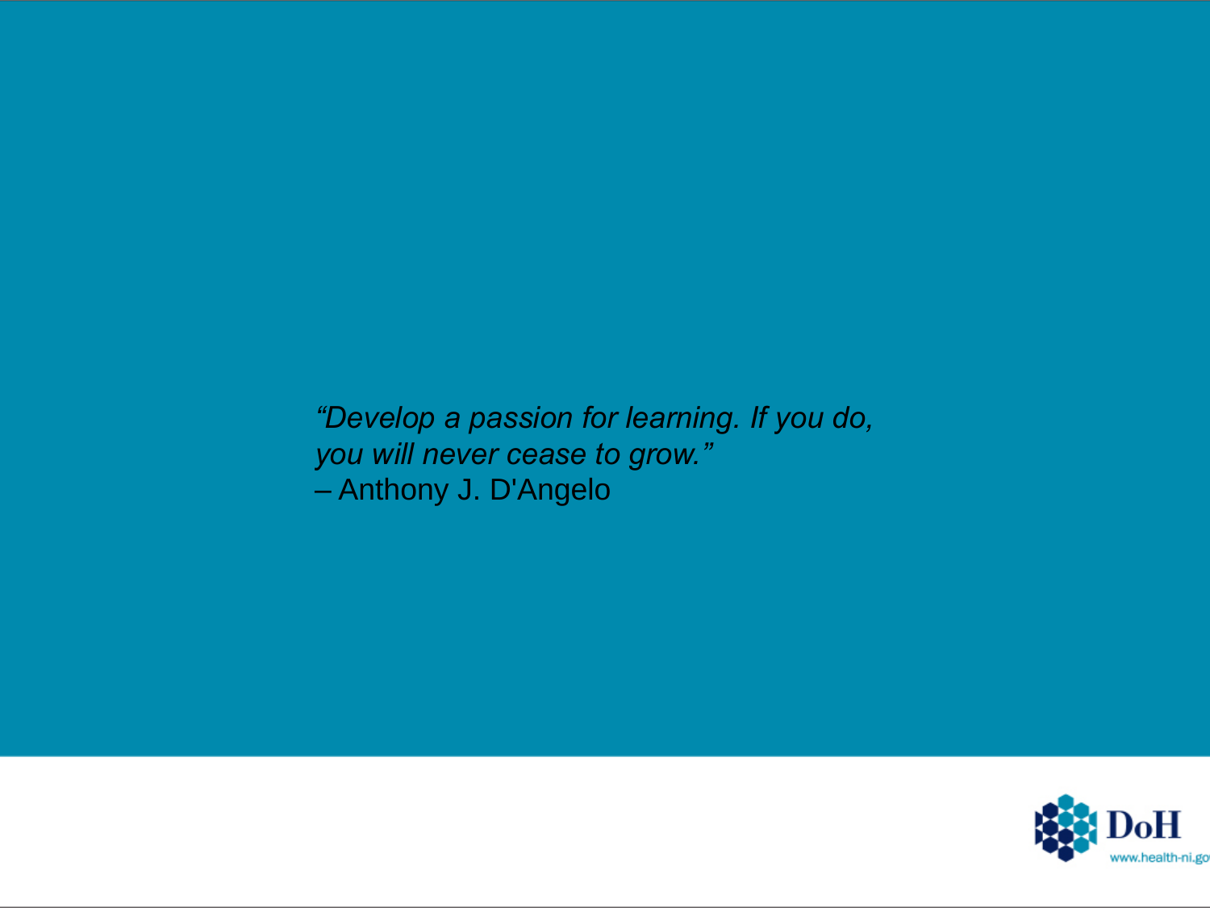*“Develop a passion for learning. If you do, you will never cease to grow.”*
– Anthony J. D'Angelo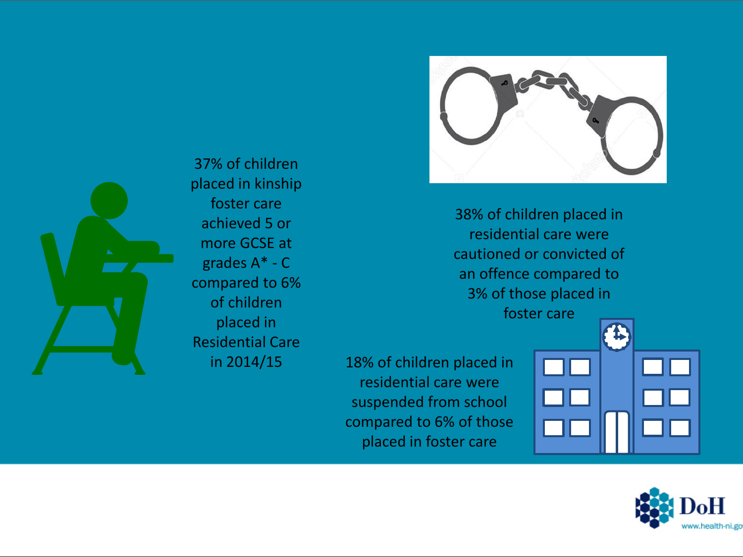37% of children placed in kinship foster care achieved 5 or more GCSE at grades A* - C compared to 6% of children placed in Residential Care in 2014/15

38% of children placed in residential care were cautioned or convicted of an offence compared to 3% of those placed in foster care

18% of children placed in residential care were suspended from school compared to 6% of those placed in foster care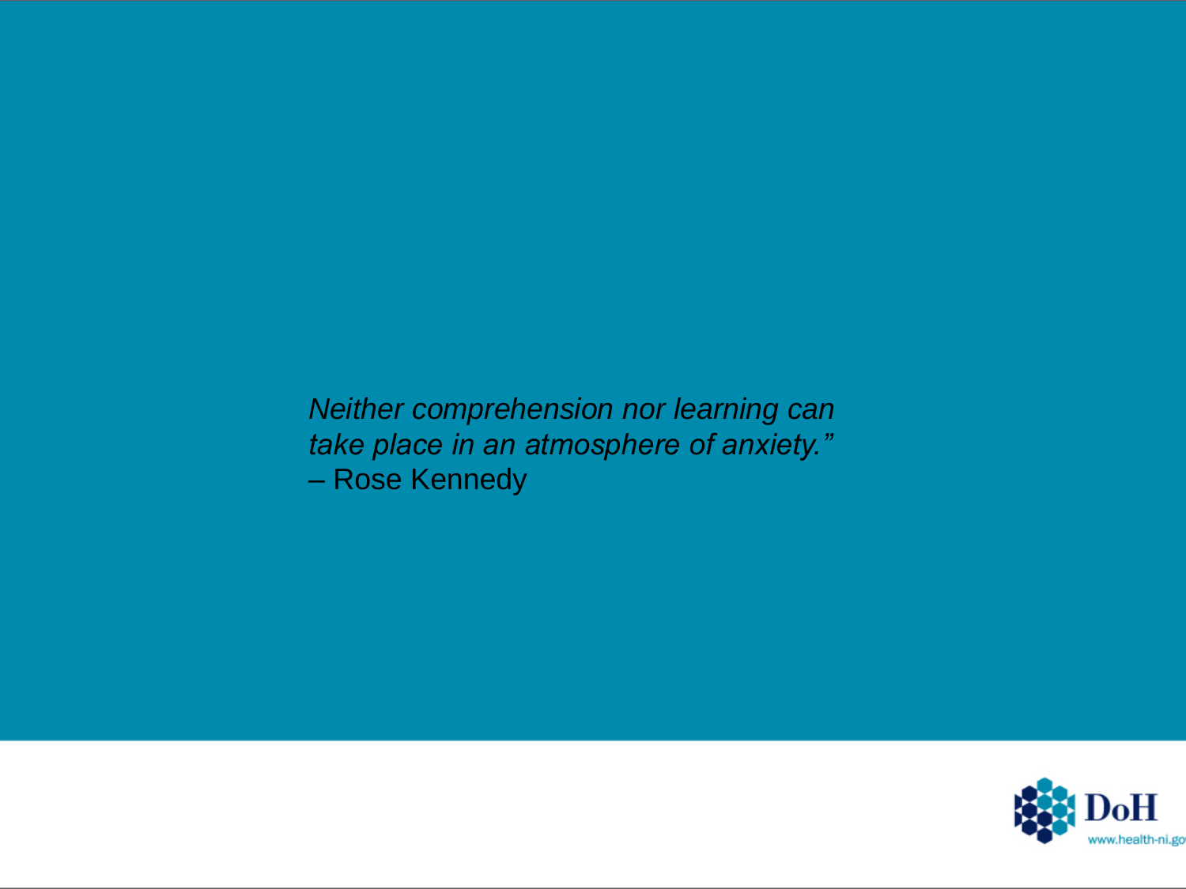*Neither comprehension nor learning can take place in an atmosphere of anxiety.”*

– Rose Kennedy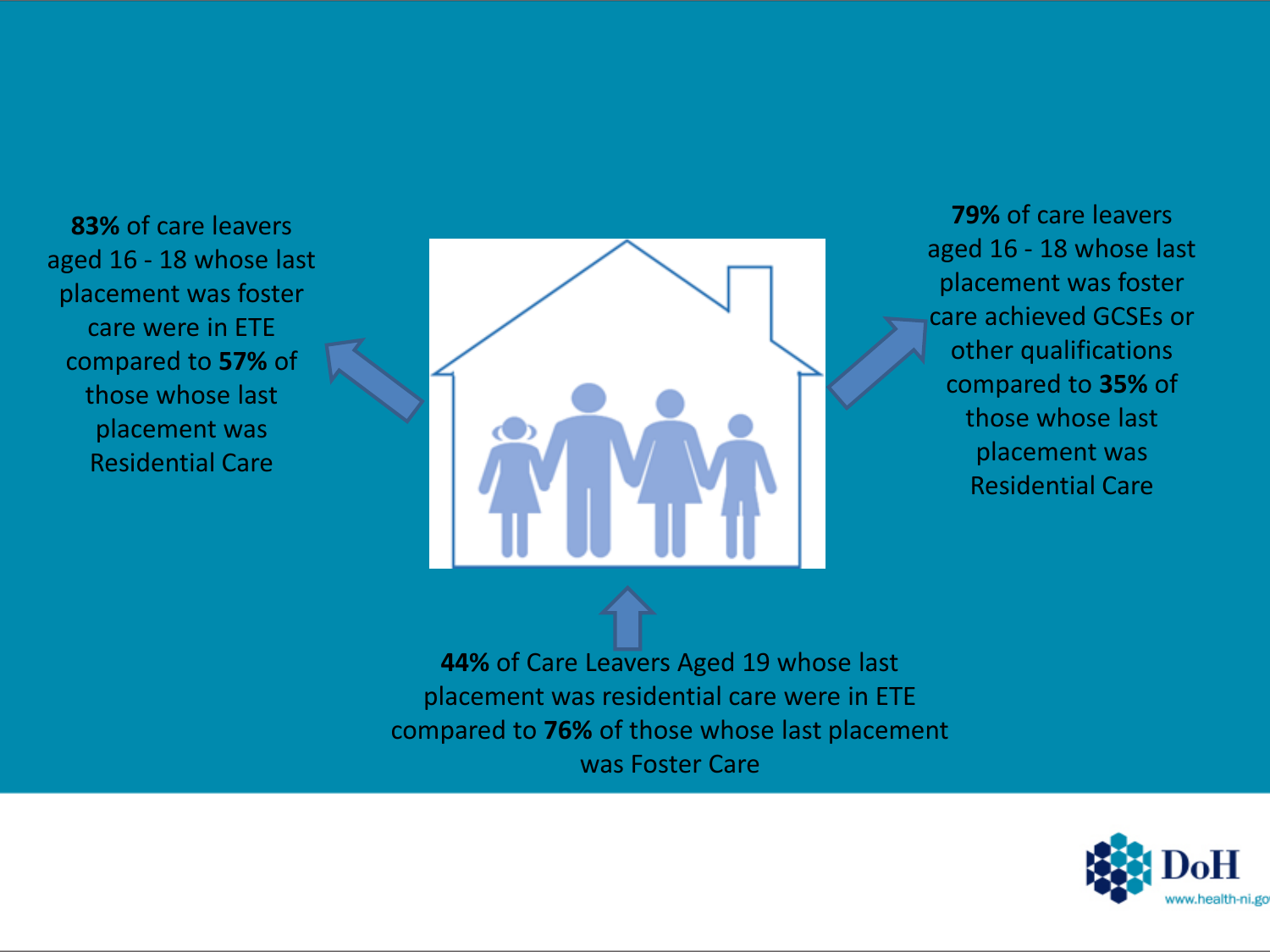**83%** of care leavers aged 16 - 18 whose last placement was foster care were in ETE compared to **57%** of those whose last placement was Residential Care

**79%** of care leavers aged 16 - 18 whose last placement was foster care achieved GCSEs or other qualifications compared to **35%** of those whose last placement was Residential Care

**44%** of Care Leavers Aged 19 whose last placement was residential care were in ETE compared to **76%** of those whose last placement was Foster Care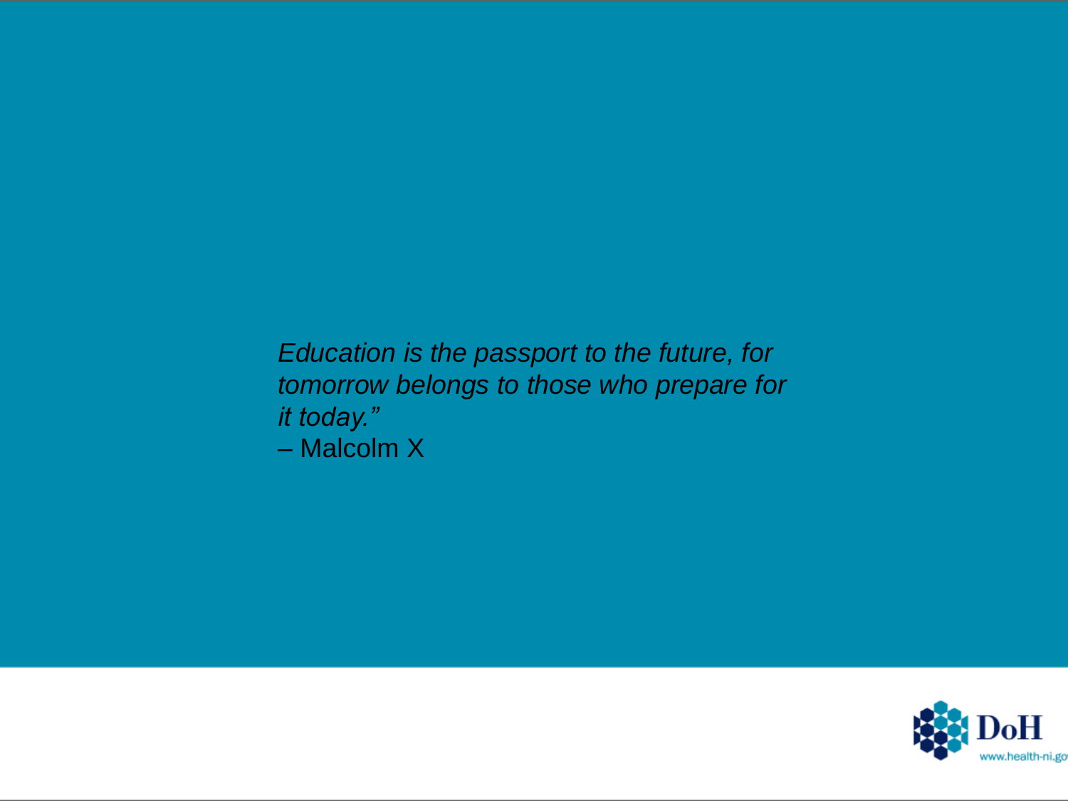*Education is the passport to the future, for tomorrow belongs to those who prepare for it today.”*

– Malcolm X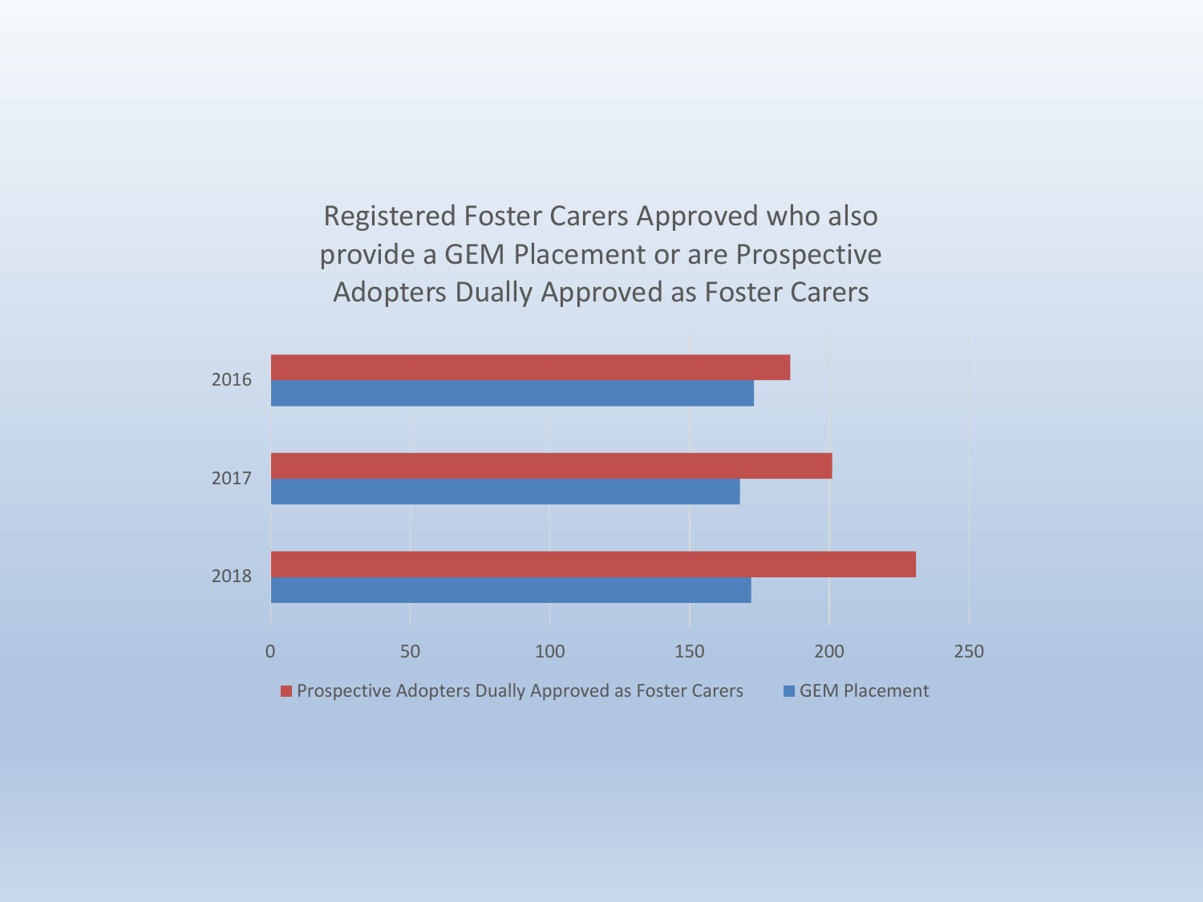## Registered Foster Carers Approved who also provide a GEM Placement or are Prospective Adopters Dually Approved as Foster Carers

| Year | Prospective Adopters Dually Approved as Foster Carers | GEM Placement |
| --- | --- | --- |
| 2016 | 186 | 173 |
| 2017 | 201 | 168 |
| 2018 | 231 | 172 |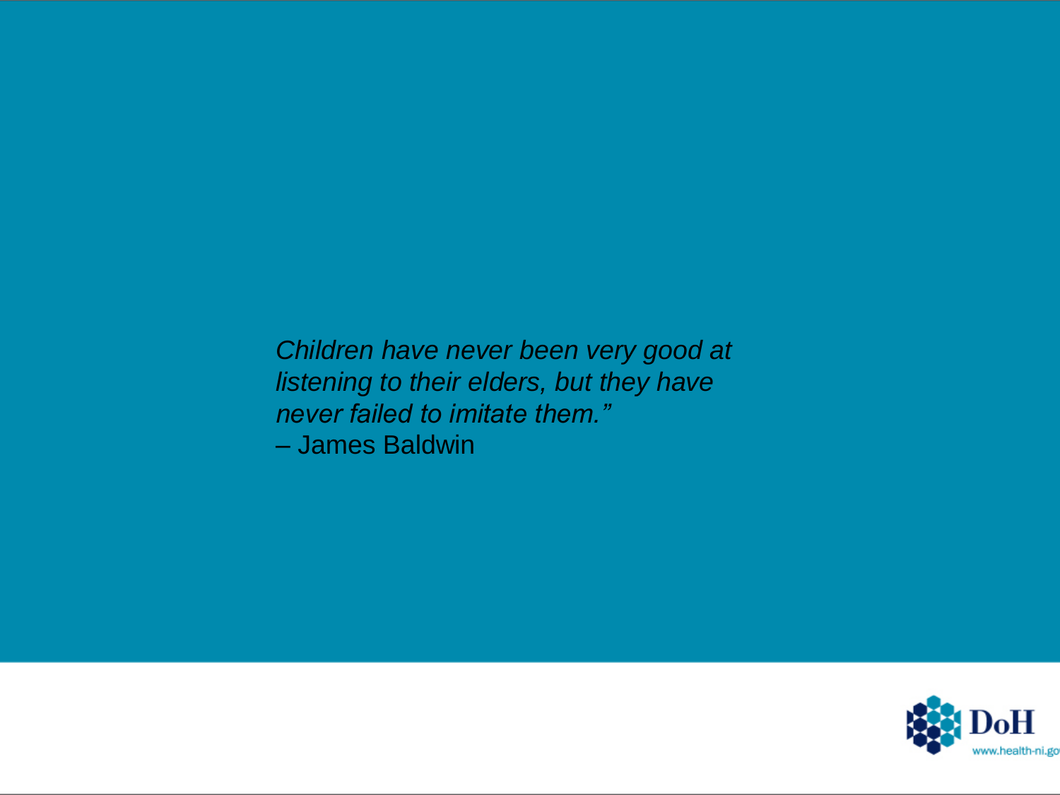*Children have never been very good at listening to their elders, but they have never failed to imitate them."*
– James Baldwin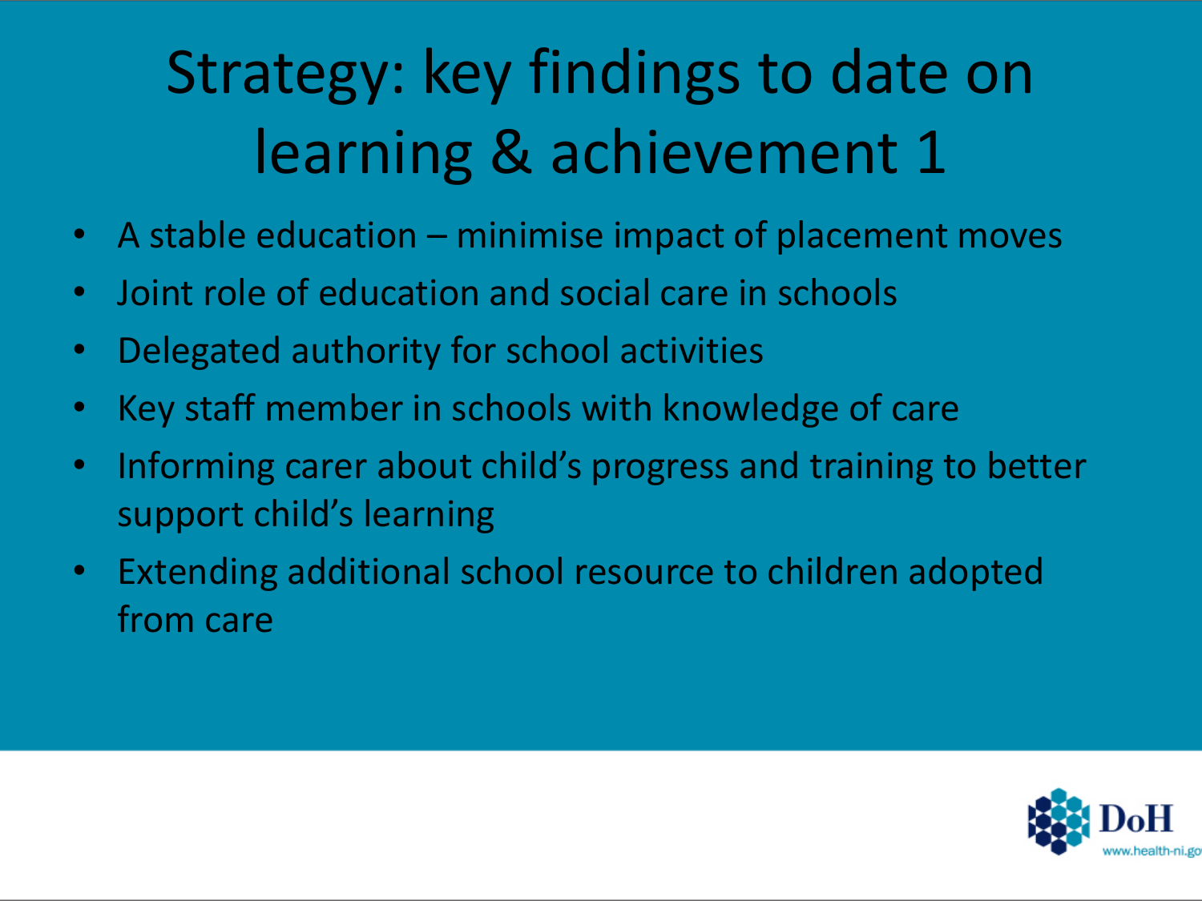# Strategy: key findings to date on learning & achievement 1

- A stable education – minimise impact of placement moves
- Joint role of education and social care in schools
- Delegated authority for school activities
- Key staff member in schools with knowledge of care
- Informing carer about child's progress and training to better support child's learning
- Extending additional school resource to children adopted from care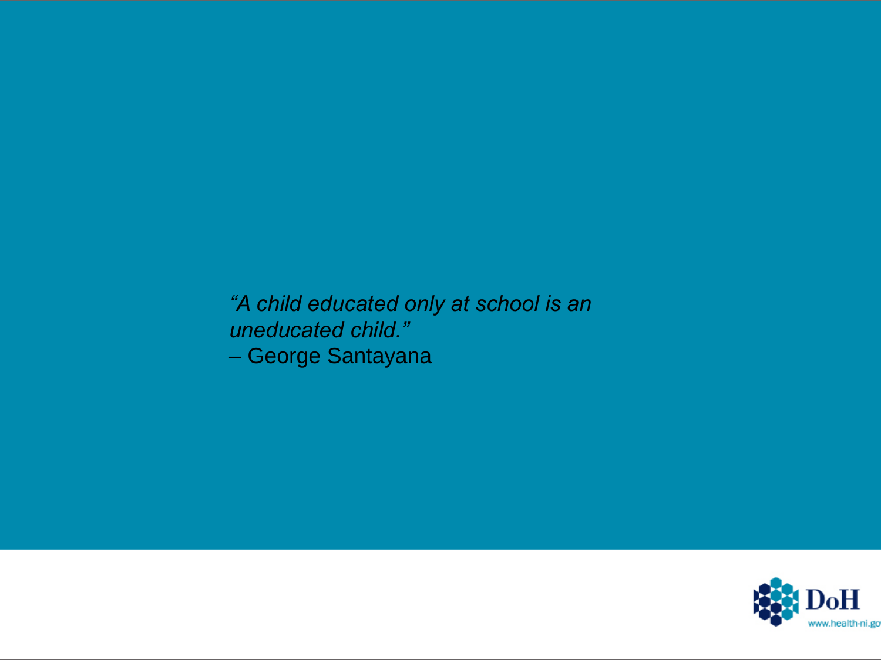*"A child educated only at school is an uneducated child."*
– George Santayana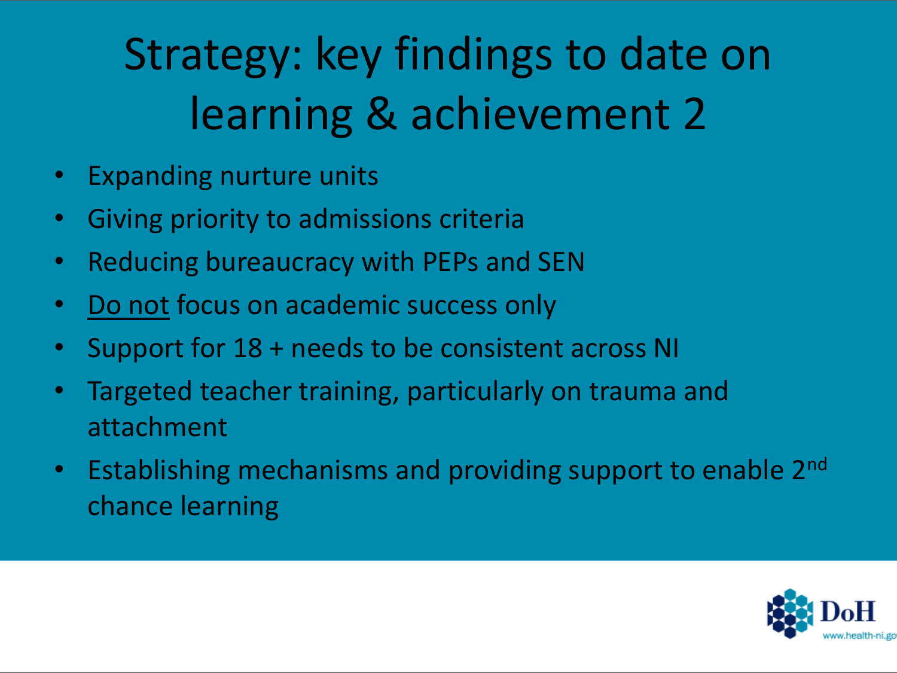# Strategy: key findings to date on learning & achievement 2

- Expanding nurture units
- Giving priority to admissions criteria
- Reducing bureaucracy with PEPs and SEN
- <u>Do not</u> focus on academic success only
- Support for 18 + needs to be consistent across NI
- Targeted teacher training, particularly on trauma and attachment
- Establishing mechanisms and providing support to enable 2nd chance learning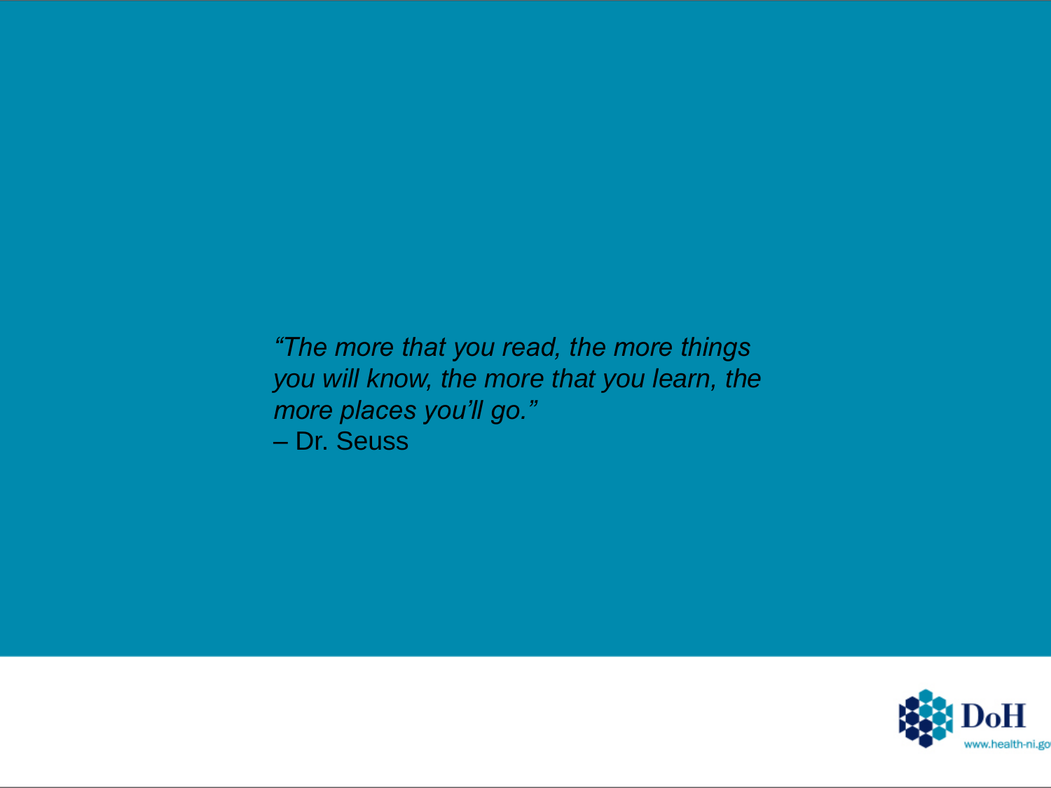*"The more that you read, the more things you will know, the more that you learn, the more places you'll go."*
– Dr. Seuss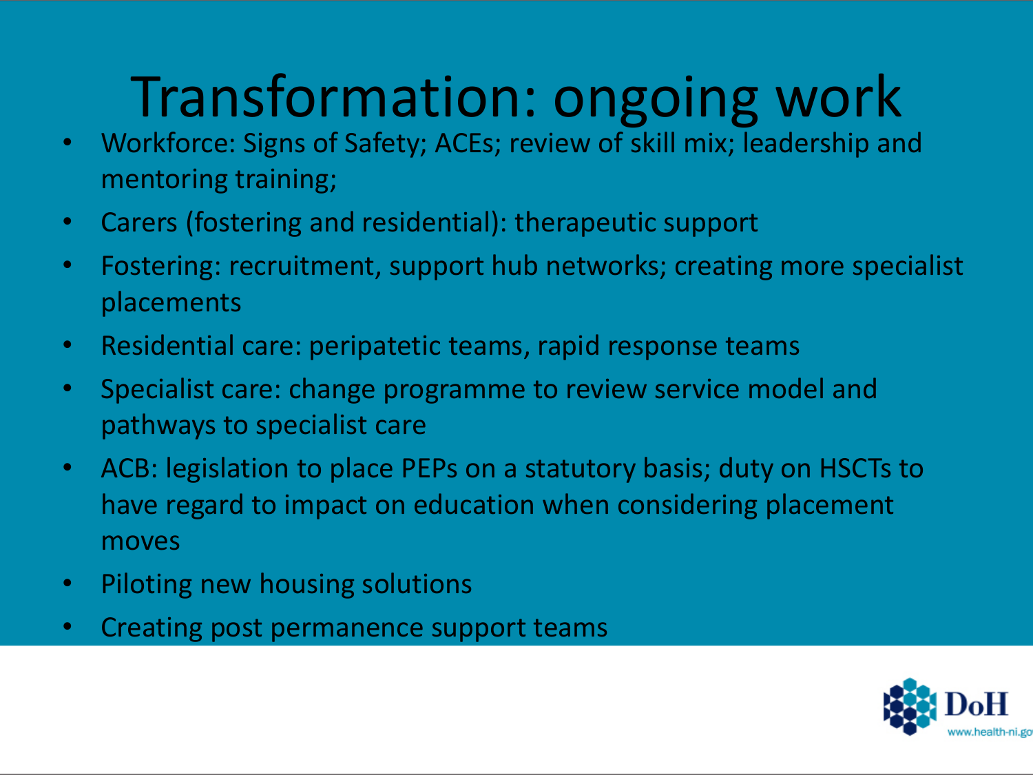# Transformation: ongoing work

- Workforce: Signs of Safety; ACEs; review of skill mix; leadership and mentoring training;
- Carers (fostering and residential): therapeutic support
- Fostering: recruitment, support hub networks; creating more specialist placements
- Residential care: peripatetic teams, rapid response teams
- Specialist care: change programme to review service model and pathways to specialist care
- ACB: legislation to place PEPs on a statutory basis; duty on HSCTs to have regard to impact on education when considering placement moves
- Piloting new housing solutions
- Creating post permanence support teams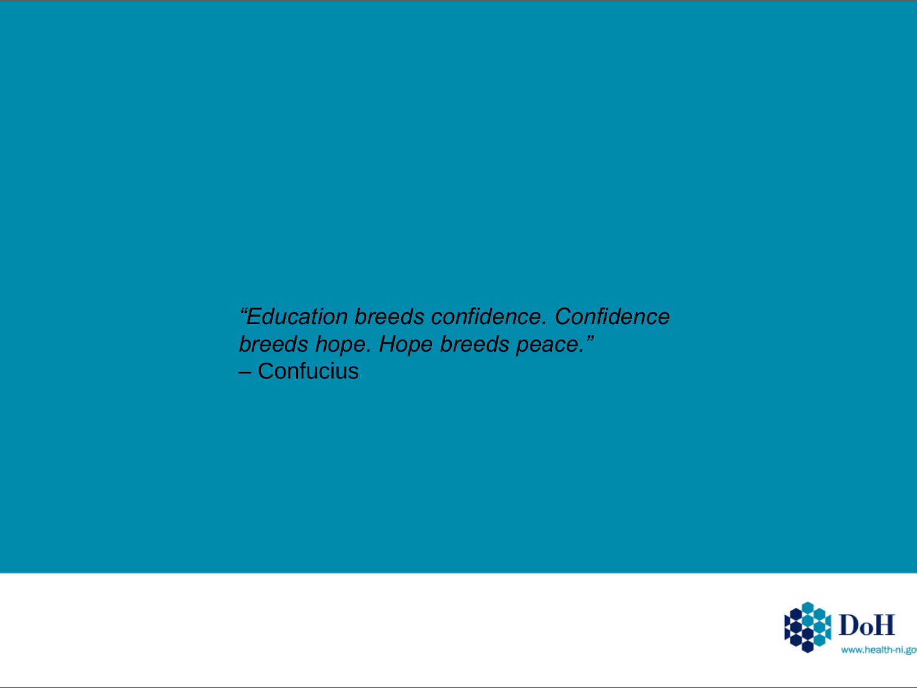*“Education breeds confidence. Confidence breeds hope. Hope breeds peace.”*
– Confucius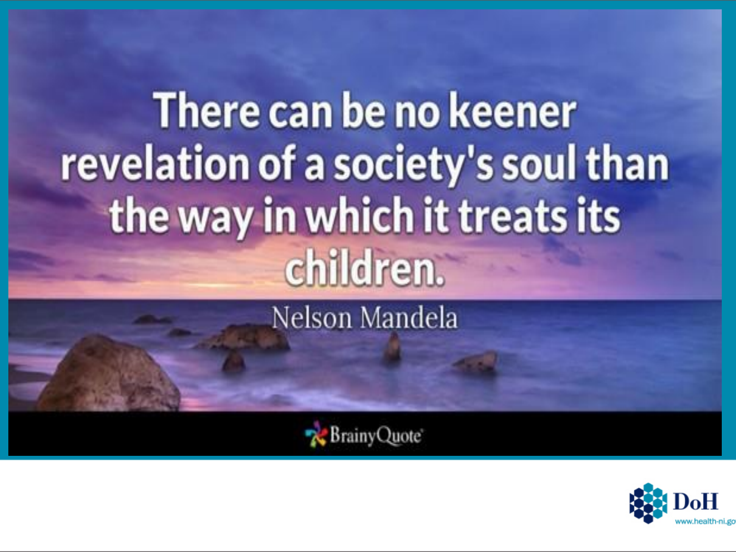There can be no keener revelation of a society's soul than the way in which it treats its children.

Nelson Mandela

BrainyQuote

DoH

www.health-ni.gov